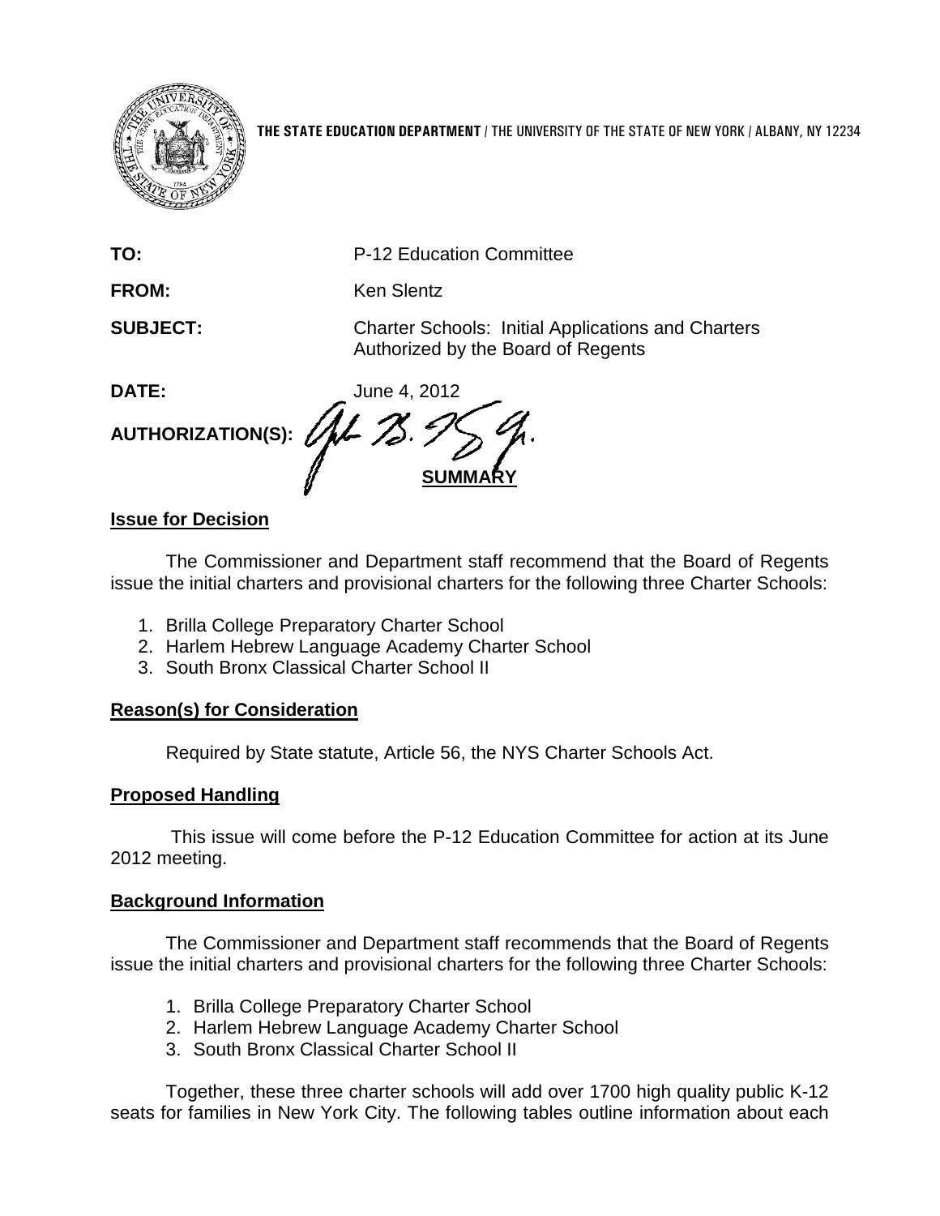**THE STATE EDUCATION DEPARTMENT** / THE UNIVERSITY OF THE STATE OF NEW YORK / ALBANY, NY 12234

**TO:** P-12 Education Committee

**FROM:** Ken Slentz

**SUBJECT:** Charter Schools: Initial Applications and Charters Authorized by the Board of Regents

**DATE:** June 4, 2012

**AUTHORIZATION(S):**

## SUMMARY

### Issue for Decision

The Commissioner and Department staff recommend that the Board of Regents issue the initial charters and provisional charters for the following three Charter Schools:

1. Brilla College Preparatory Charter School
2. Harlem Hebrew Language Academy Charter School
3. South Bronx Classical Charter School II

### Reason(s) for Consideration

Required by State statute, Article 56, the NYS Charter Schools Act.

### Proposed Handling

This issue will come before the P-12 Education Committee for action at its June 2012 meeting.

### Background Information

The Commissioner and Department staff recommends that the Board of Regents issue the initial charters and provisional charters for the following three Charter Schools:

1. Brilla College Preparatory Charter School
2. Harlem Hebrew Language Academy Charter School
3. South Bronx Classical Charter School II

Together, these three charter schools will add over 1700 high quality public K-12 seats for families in New York City. The following tables outline information about each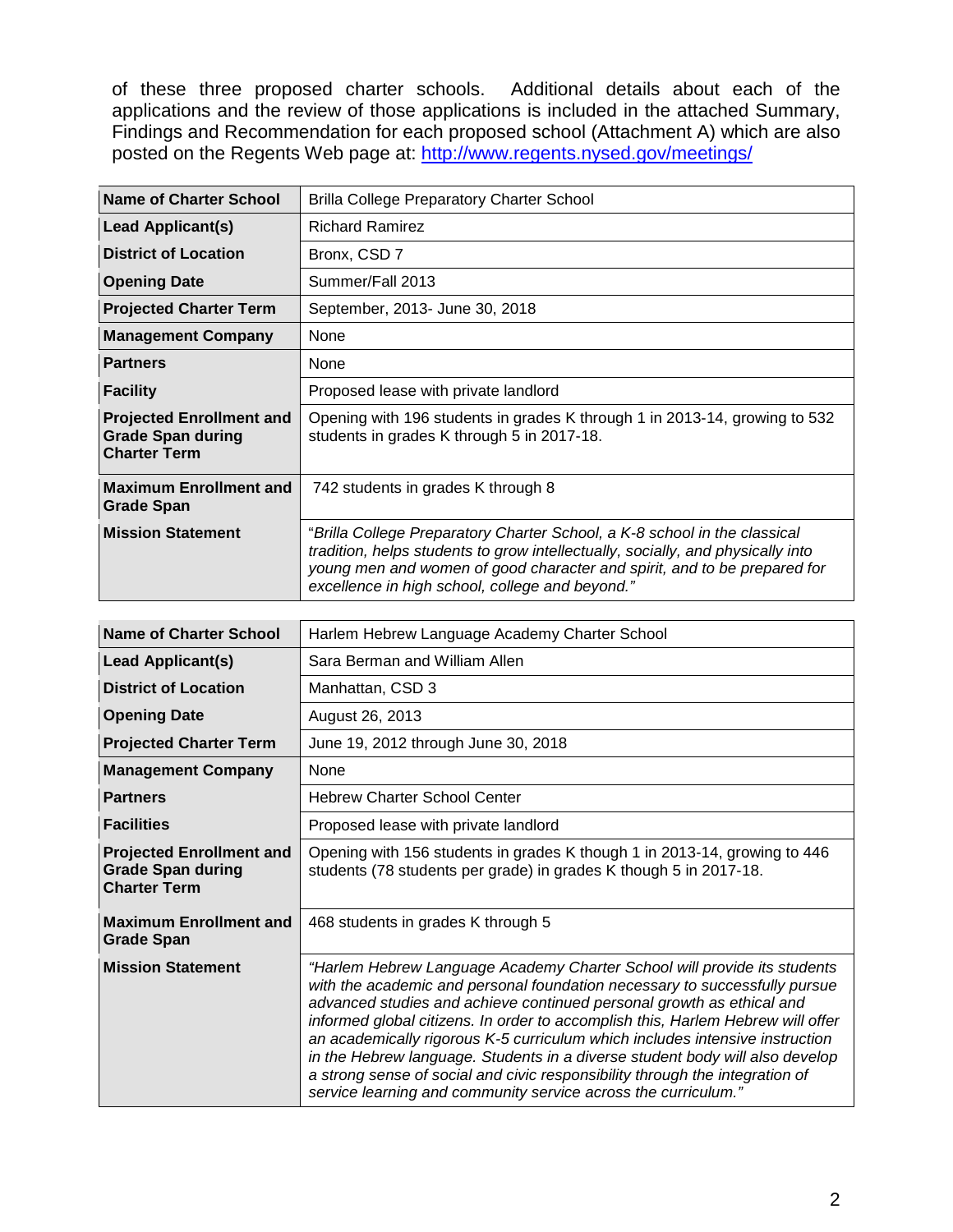of these three proposed charter schools. Additional details about each of the applications and the review of those applications is included in the attached Summary, Findings and Recommendation for each proposed school (Attachment A) which are also posted on the Regents Web page at: [http://www.regents.nysed.gov/meetings/](http://www.regents.nysed.gov/meetings/)

| **Name of Charter School** | Brilla College Preparatory Charter School |
|---|---|
| **Lead Applicant(s)** | Richard Ramirez |
| **District of Location** | Bronx, CSD 7 |
| **Opening Date** | Summer/Fall 2013 |
| **Projected Charter Term** | September, 2013- June 30, 2018 |
| **Management Company** | None |
| **Partners** | None |
| **Facility** | Proposed lease with private landlord |
| **Projected Enrollment and Grade Span during Charter Term** | Opening with 196 students in grades K through 1 in 2013-14, growing to 532 students in grades K through 5 in 2017-18. |
| **Maximum Enrollment and Grade Span** | 742 students in grades K through 8 |
| **Mission Statement** | "*Brilla College Preparatory Charter School, a K-8 school in the classical tradition, helps students to grow intellectually, socially, and physically into young men and women of good character and spirit, and to be prepared for excellence in high school, college and beyond.*" |

| **Name of Charter School** | Harlem Hebrew Language Academy Charter School |
|---|---|
| **Lead Applicant(s)** | Sara Berman and William Allen |
| **District of Location** | Manhattan, CSD 3 |
| **Opening Date** | August 26, 2013 |
| **Projected Charter Term** | June 19, 2012 through June 30, 2018 |
| **Management Company** | None |
| **Partners** | Hebrew Charter School Center |
| **Facilities** | Proposed lease with private landlord |
| **Projected Enrollment and Grade Span during Charter Term** | Opening with 156 students in grades K though 1 in 2013-14, growing to 446 students (78 students per grade) in grades K though 5 in 2017-18. |
| **Maximum Enrollment and Grade Span** | 468 students in grades K through 5 |
| **Mission Statement** | *"Harlem Hebrew Language Academy Charter School will provide its students with the academic and personal foundation necessary to successfully pursue advanced studies and achieve continued personal growth as ethical and informed global citizens. In order to accomplish this, Harlem Hebrew will offer an academically rigorous K-5 curriculum which includes intensive instruction in the Hebrew language. Students in a diverse student body will also develop a strong sense of social and civic responsibility through the integration of service learning and community service across the curriculum."* |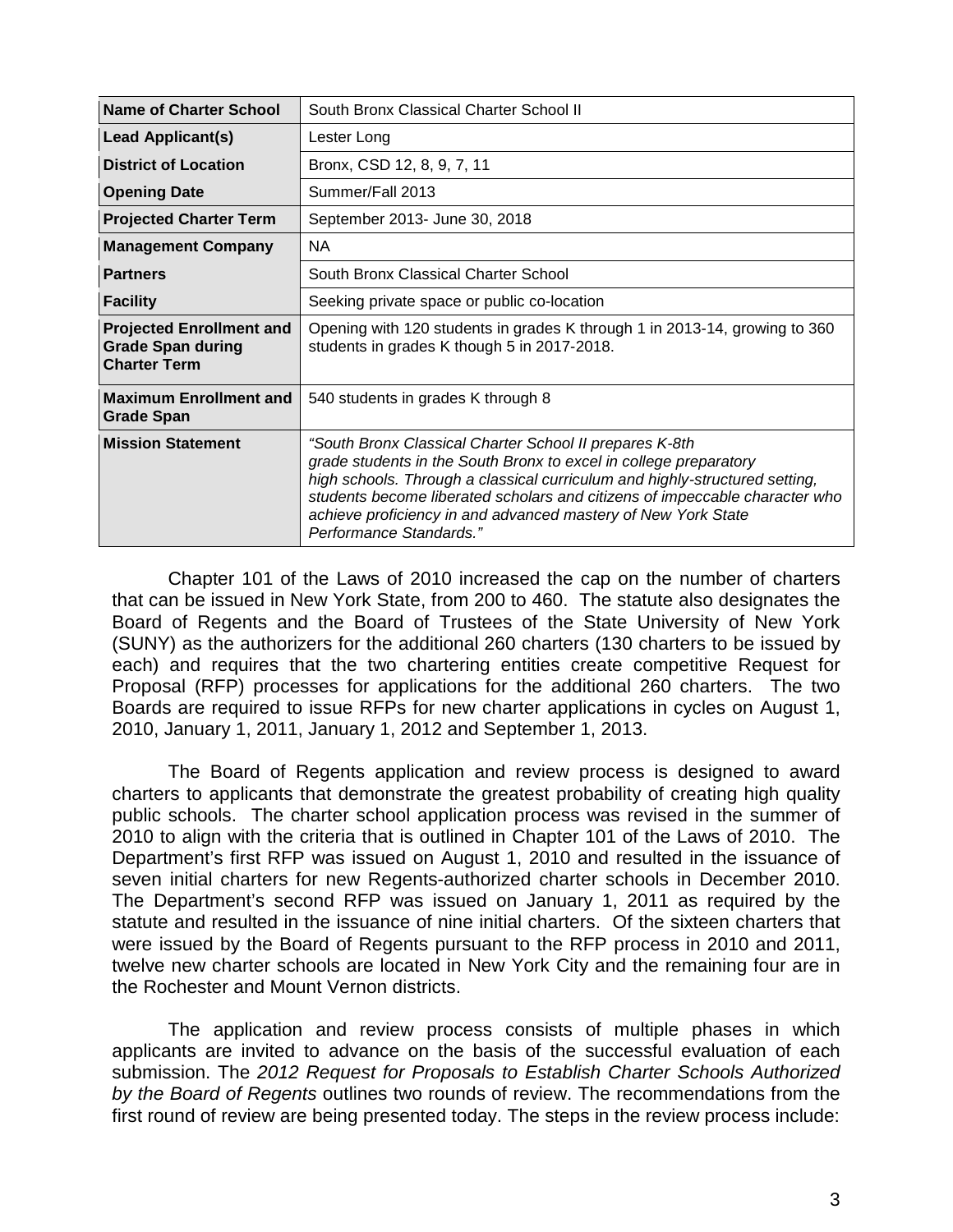| **Name of Charter School** | South Bronx Classical Charter School II |
|---|---|
| **Lead Applicant(s)** | Lester Long |
| **District of Location** | Bronx, CSD 12, 8, 9, 7, 11 |
| **Opening Date** | Summer/Fall 2013 |
| **Projected Charter Term** | September 2013- June 30, 2018 |
| **Management Company** | NA |
| **Partners** | South Bronx Classical Charter School |
| **Facility** | Seeking private space or public co-location |
| **Projected Enrollment and Grade Span during Charter Term** | Opening with 120 students in grades K through 1 in 2013-14, growing to 360 students in grades K though 5 in 2017-2018. |
| **Maximum Enrollment and Grade Span** | 540 students in grades K through 8 |
| **Mission Statement** | *"South Bronx Classical Charter School II prepares K-8th grade students in the South Bronx to excel in college preparatory high schools. Through a classical curriculum and highly-structured setting, students become liberated scholars and citizens of impeccable character who achieve proficiency in and advanced mastery of New York State Performance Standards."* |

Chapter 101 of the Laws of 2010 increased the cap on the number of charters that can be issued in New York State, from 200 to 460. The statute also designates the Board of Regents and the Board of Trustees of the State University of New York (SUNY) as the authorizers for the additional 260 charters (130 charters to be issued by each) and requires that the two chartering entities create competitive Request for Proposal (RFP) processes for applications for the additional 260 charters. The two Boards are required to issue RFPs for new charter applications in cycles on August 1, 2010, January 1, 2011, January 1, 2012 and September 1, 2013.

The Board of Regents application and review process is designed to award charters to applicants that demonstrate the greatest probability of creating high quality public schools. The charter school application process was revised in the summer of 2010 to align with the criteria that is outlined in Chapter 101 of the Laws of 2010. The Department's first RFP was issued on August 1, 2010 and resulted in the issuance of seven initial charters for new Regents-authorized charter schools in December 2010. The Department's second RFP was issued on January 1, 2011 as required by the statute and resulted in the issuance of nine initial charters. Of the sixteen charters that were issued by the Board of Regents pursuant to the RFP process in 2010 and 2011, twelve new charter schools are located in New York City and the remaining four are in the Rochester and Mount Vernon districts.

The application and review process consists of multiple phases in which applicants are invited to advance on the basis of the successful evaluation of each submission. The *2012 Request for Proposals to Establish Charter Schools Authorized by the Board of Regents* outlines two rounds of review. The recommendations from the first round of review are being presented today. The steps in the review process include: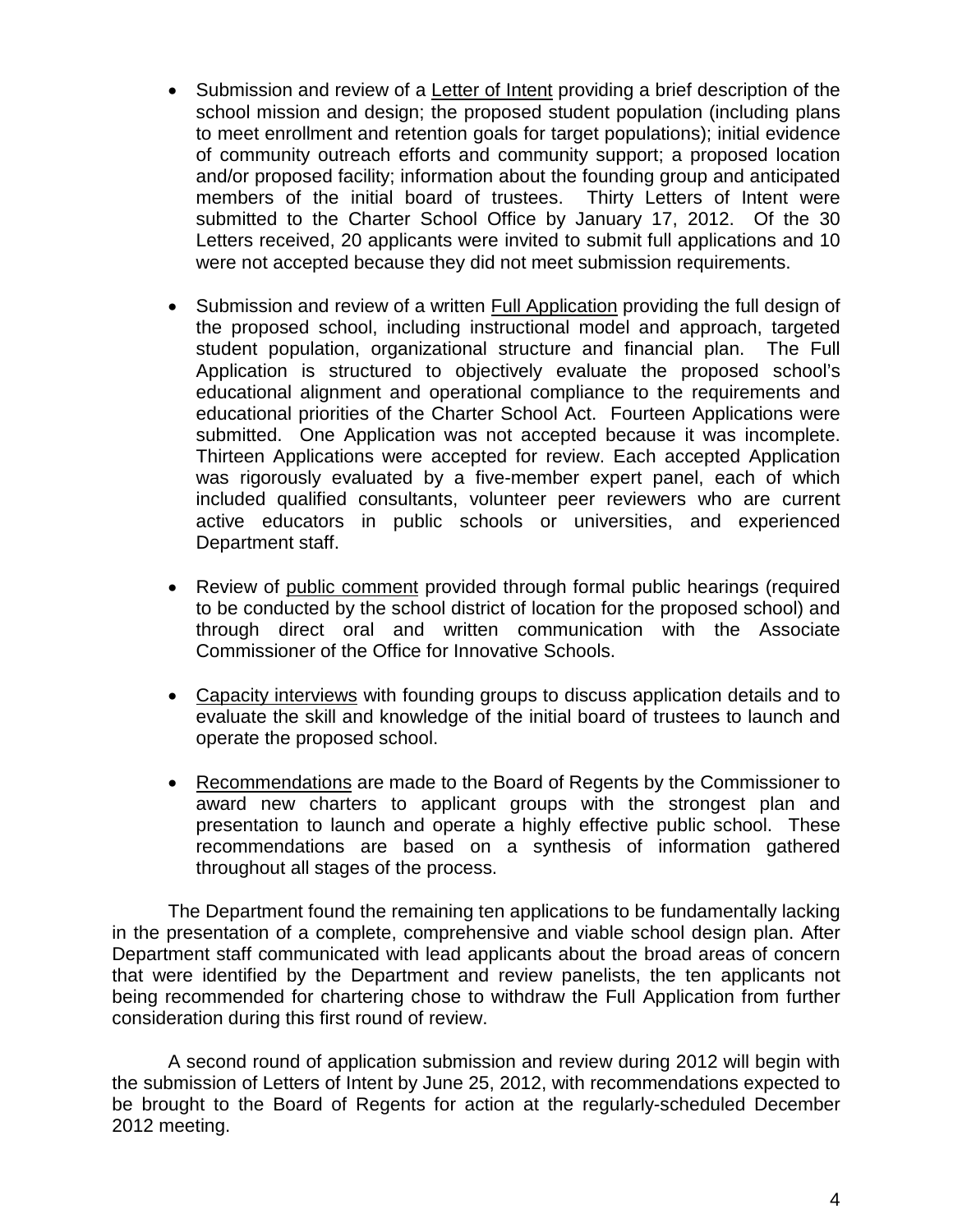- Submission and review of a Letter of Intent providing a brief description of the school mission and design; the proposed student population (including plans to meet enrollment and retention goals for target populations); initial evidence of community outreach efforts and community support; a proposed location and/or proposed facility; information about the founding group and anticipated members of the initial board of trustees. Thirty Letters of Intent were submitted to the Charter School Office by January 17, 2012. Of the 30 Letters received, 20 applicants were invited to submit full applications and 10 were not accepted because they did not meet submission requirements.

- Submission and review of a written Full Application providing the full design of the proposed school, including instructional model and approach, targeted student population, organizational structure and financial plan. The Full Application is structured to objectively evaluate the proposed school's educational alignment and operational compliance to the requirements and educational priorities of the Charter School Act. Fourteen Applications were submitted. One Application was not accepted because it was incomplete. Thirteen Applications were accepted for review. Each accepted Application was rigorously evaluated by a five-member expert panel, each of which included qualified consultants, volunteer peer reviewers who are current active educators in public schools or universities, and experienced Department staff.

- Review of public comment provided through formal public hearings (required to be conducted by the school district of location for the proposed school) and through direct oral and written communication with the Associate Commissioner of the Office for Innovative Schools.

- Capacity interviews with founding groups to discuss application details and to evaluate the skill and knowledge of the initial board of trustees to launch and operate the proposed school.

- Recommendations are made to the Board of Regents by the Commissioner to award new charters to applicant groups with the strongest plan and presentation to launch and operate a highly effective public school. These recommendations are based on a synthesis of information gathered throughout all stages of the process.

The Department found the remaining ten applications to be fundamentally lacking in the presentation of a complete, comprehensive and viable school design plan. After Department staff communicated with lead applicants about the broad areas of concern that were identified by the Department and review panelists, the ten applicants not being recommended for chartering chose to withdraw the Full Application from further consideration during this first round of review.

A second round of application submission and review during 2012 will begin with the submission of Letters of Intent by June 25, 2012, with recommendations expected to be brought to the Board of Regents for action at the regularly-scheduled December 2012 meeting.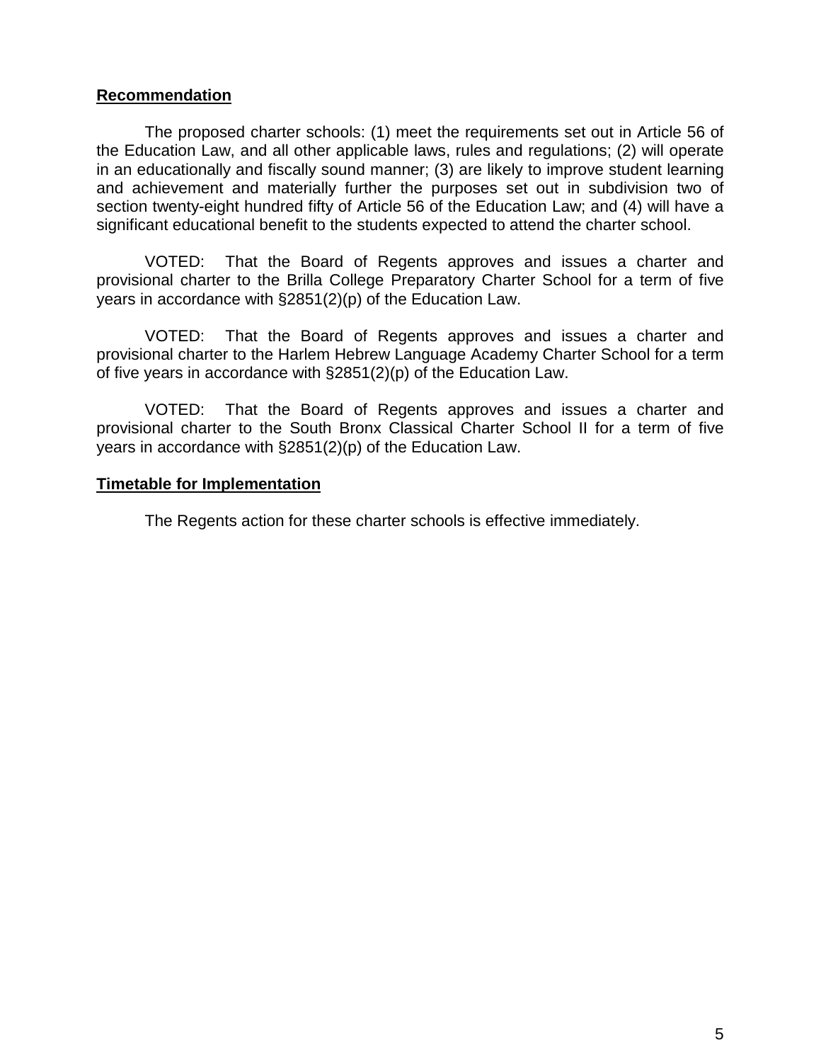**Recommendation**

The proposed charter schools: (1) meet the requirements set out in Article 56 of the Education Law, and all other applicable laws, rules and regulations; (2) will operate in an educationally and fiscally sound manner; (3) are likely to improve student learning and achievement and materially further the purposes set out in subdivision two of section twenty-eight hundred fifty of Article 56 of the Education Law; and (4) will have a significant educational benefit to the students expected to attend the charter school.

VOTED: That the Board of Regents approves and issues a charter and provisional charter to the Brilla College Preparatory Charter School for a term of five years in accordance with §2851(2)(p) of the Education Law.

VOTED: That the Board of Regents approves and issues a charter and provisional charter to the Harlem Hebrew Language Academy Charter School for a term of five years in accordance with §2851(2)(p) of the Education Law.

VOTED: That the Board of Regents approves and issues a charter and provisional charter to the South Bronx Classical Charter School II for a term of five years in accordance with §2851(2)(p) of the Education Law.

**Timetable for Implementation**

The Regents action for these charter schools is effective immediately.